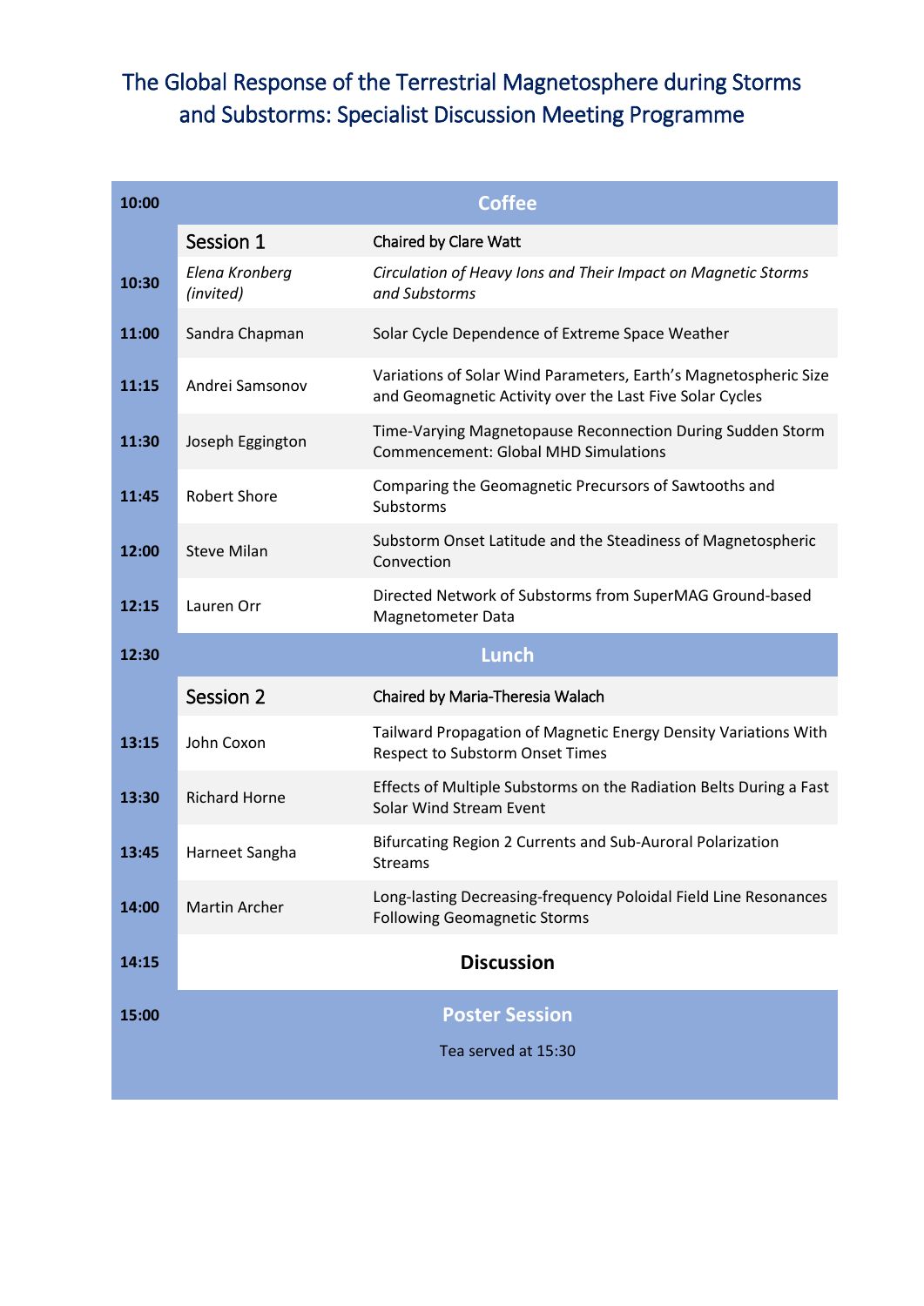# The Global Response of the Terrestrial Magnetosphere during Storms and Substorms: Specialist Discussion Meeting Programme

| Time | Speaker | Title |
| --- | --- | --- |
| 10:00 | **Coffee** | |
| | **Session 1** | Chaired by Clare Watt |
| 10:30 | *Elena Kronberg (invited)* | *Circulation of Heavy Ions and Their Impact on Magnetic Storms and Substorms* |
| 11:00 | Sandra Chapman | Solar Cycle Dependence of Extreme Space Weather |
| 11:15 | Andrei Samsonov | Variations of Solar Wind Parameters, Earth's Magnetospheric Size and Geomagnetic Activity over the Last Five Solar Cycles |
| 11:30 | Joseph Eggington | Time-Varying Magnetopause Reconnection During Sudden Storm Commencement: Global MHD Simulations |
| 11:45 | Robert Shore | Comparing the Geomagnetic Precursors of Sawtooths and Substorms |
| 12:00 | Steve Milan | Substorm Onset Latitude and the Steadiness of Magnetospheric Convection |
| 12:15 | Lauren Orr | Directed Network of Substorms from SuperMAG Ground-based Magnetometer Data |
| 12:30 | **Lunch** | |
| | **Session 2** | Chaired by Maria-Theresia Walach |
| 13:15 | John Coxon | Tailward Propagation of Magnetic Energy Density Variations With Respect to Substorm Onset Times |
| 13:30 | Richard Horne | Effects of Multiple Substorms on the Radiation Belts During a Fast Solar Wind Stream Event |
| 13:45 | Harneet Sangha | Bifurcating Region 2 Currents and Sub-Auroral Polarization Streams |
| 14:00 | Martin Archer | Long-lasting Decreasing-frequency Poloidal Field Line Resonances Following Geomagnetic Storms |
| 14:15 | **Discussion** | |
| 15:00 | **Poster Session** — Tea served at 15:30 | |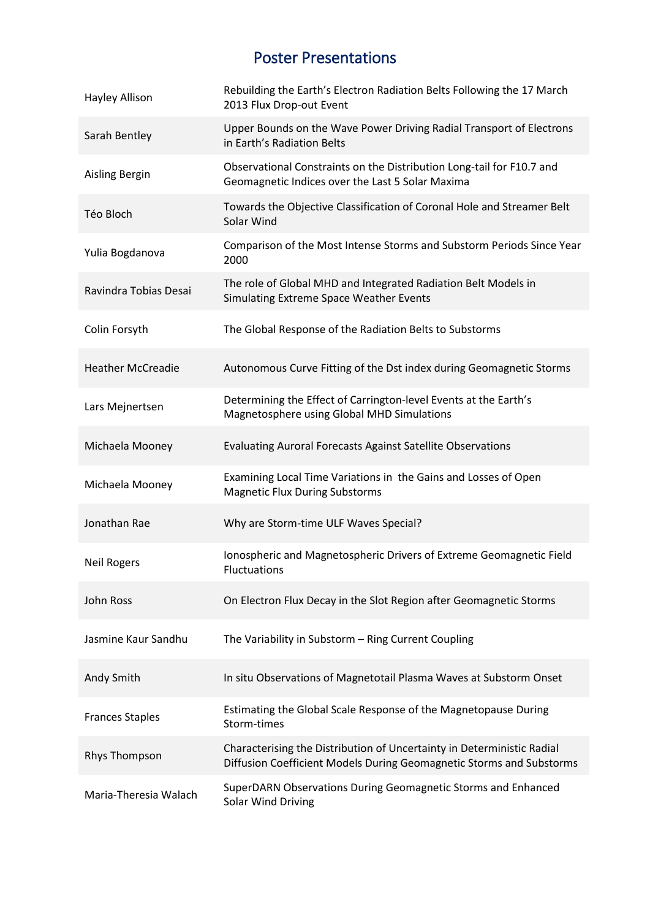## Poster Presentations

| | |
|---|---|
| Hayley Allison | Rebuilding the Earth's Electron Radiation Belts Following the 17 March 2013 Flux Drop-out Event |
| Sarah Bentley | Upper Bounds on the Wave Power Driving Radial Transport of Electrons in Earth's Radiation Belts |
| Aisling Bergin | Observational Constraints on the Distribution Long-tail for F10.7 and Geomagnetic Indices over the Last 5 Solar Maxima |
| Téo Bloch | Towards the Objective Classification of Coronal Hole and Streamer Belt Solar Wind |
| Yulia Bogdanova | Comparison of the Most Intense Storms and Substorm Periods Since Year 2000 |
| Ravindra Tobias Desai | The role of Global MHD and Integrated Radiation Belt Models in Simulating Extreme Space Weather Events |
| Colin Forsyth | The Global Response of the Radiation Belts to Substorms |
| Heather McCreadie | Autonomous Curve Fitting of the Dst index during Geomagnetic Storms |
| Lars Mejnertsen | Determining the Effect of Carrington-level Events at the Earth's Magnetosphere using Global MHD Simulations |
| Michaela Mooney | Evaluating Auroral Forecasts Against Satellite Observations |
| Michaela Mooney | Examining Local Time Variations in the Gains and Losses of Open Magnetic Flux During Substorms |
| Jonathan Rae | Why are Storm-time ULF Waves Special? |
| Neil Rogers | Ionospheric and Magnetospheric Drivers of Extreme Geomagnetic Field Fluctuations |
| John Ross | On Electron Flux Decay in the Slot Region after Geomagnetic Storms |
| Jasmine Kaur Sandhu | The Variability in Substorm – Ring Current Coupling |
| Andy Smith | In situ Observations of Magnetotail Plasma Waves at Substorm Onset |
| Frances Staples | Estimating the Global Scale Response of the Magnetopause During Storm-times |
| Rhys Thompson | Characterising the Distribution of Uncertainty in Deterministic Radial Diffusion Coefficient Models During Geomagnetic Storms and Substorms |
| Maria-Theresia Walach | SuperDARN Observations During Geomagnetic Storms and Enhanced Solar Wind Driving |